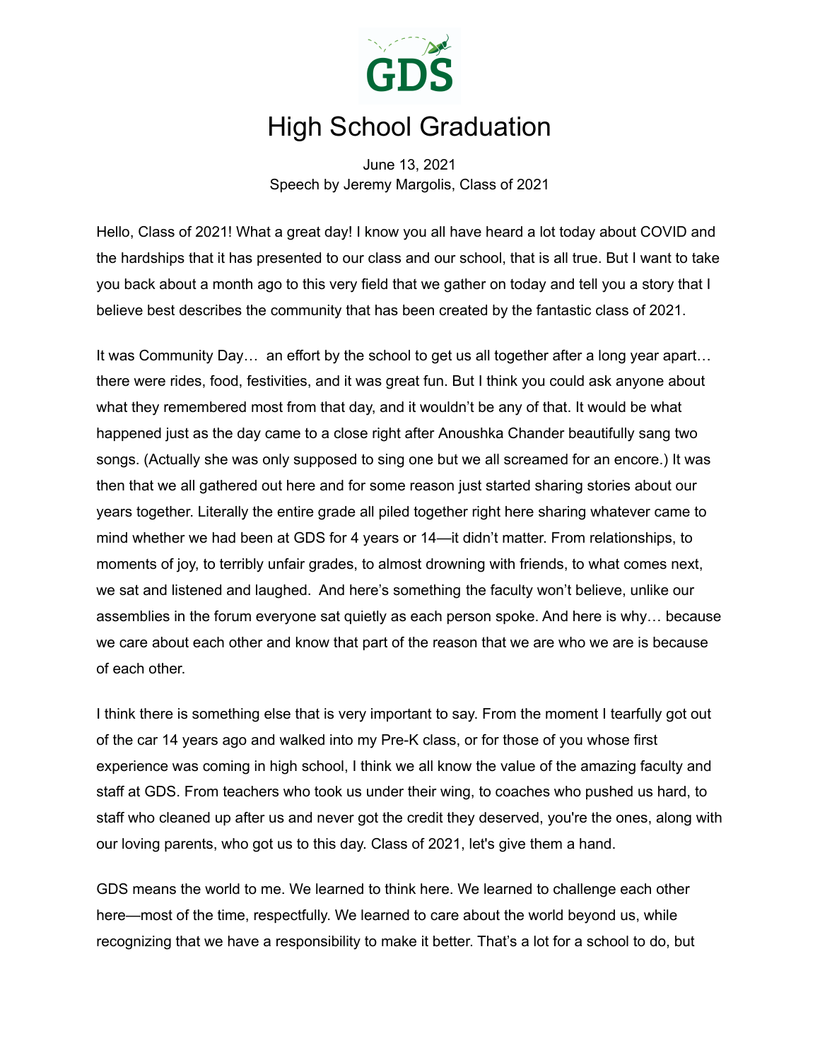# High School Graduation

June 13, 2021
Speech by Jeremy Margolis, Class of 2021

Hello, Class of 2021! What a great day! I know you all have heard a lot today about COVID and the hardships that it has presented to our class and our school, that is all true. But I want to take you back about a month ago to this very field that we gather on today and tell you a story that I believe best describes the community that has been created by the fantastic class of 2021.

It was Community Day… an effort by the school to get us all together after a long year apart… there were rides, food, festivities, and it was great fun. But I think you could ask anyone about what they remembered most from that day, and it wouldn't be any of that. It would be what happened just as the day came to a close right after Anoushka Chander beautifully sang two songs. (Actually she was only supposed to sing one but we all screamed for an encore.) It was then that we all gathered out here and for some reason just started sharing stories about our years together. Literally the entire grade all piled together right here sharing whatever came to mind whether we had been at GDS for 4 years or 14—it didn't matter. From relationships, to moments of joy, to terribly unfair grades, to almost drowning with friends, to what comes next, we sat and listened and laughed. And here's something the faculty won't believe, unlike our assemblies in the forum everyone sat quietly as each person spoke. And here is why… because we care about each other and know that part of the reason that we are who we are is because of each other.

I think there is something else that is very important to say. From the moment I tearfully got out of the car 14 years ago and walked into my Pre-K class, or for those of you whose first experience was coming in high school, I think we all know the value of the amazing faculty and staff at GDS. From teachers who took us under their wing, to coaches who pushed us hard, to staff who cleaned up after us and never got the credit they deserved, you're the ones, along with our loving parents, who got us to this day. Class of 2021, let's give them a hand.

GDS means the world to me. We learned to think here. We learned to challenge each other here—most of the time, respectfully. We learned to care about the world beyond us, while recognizing that we have a responsibility to make it better. That's a lot for a school to do, but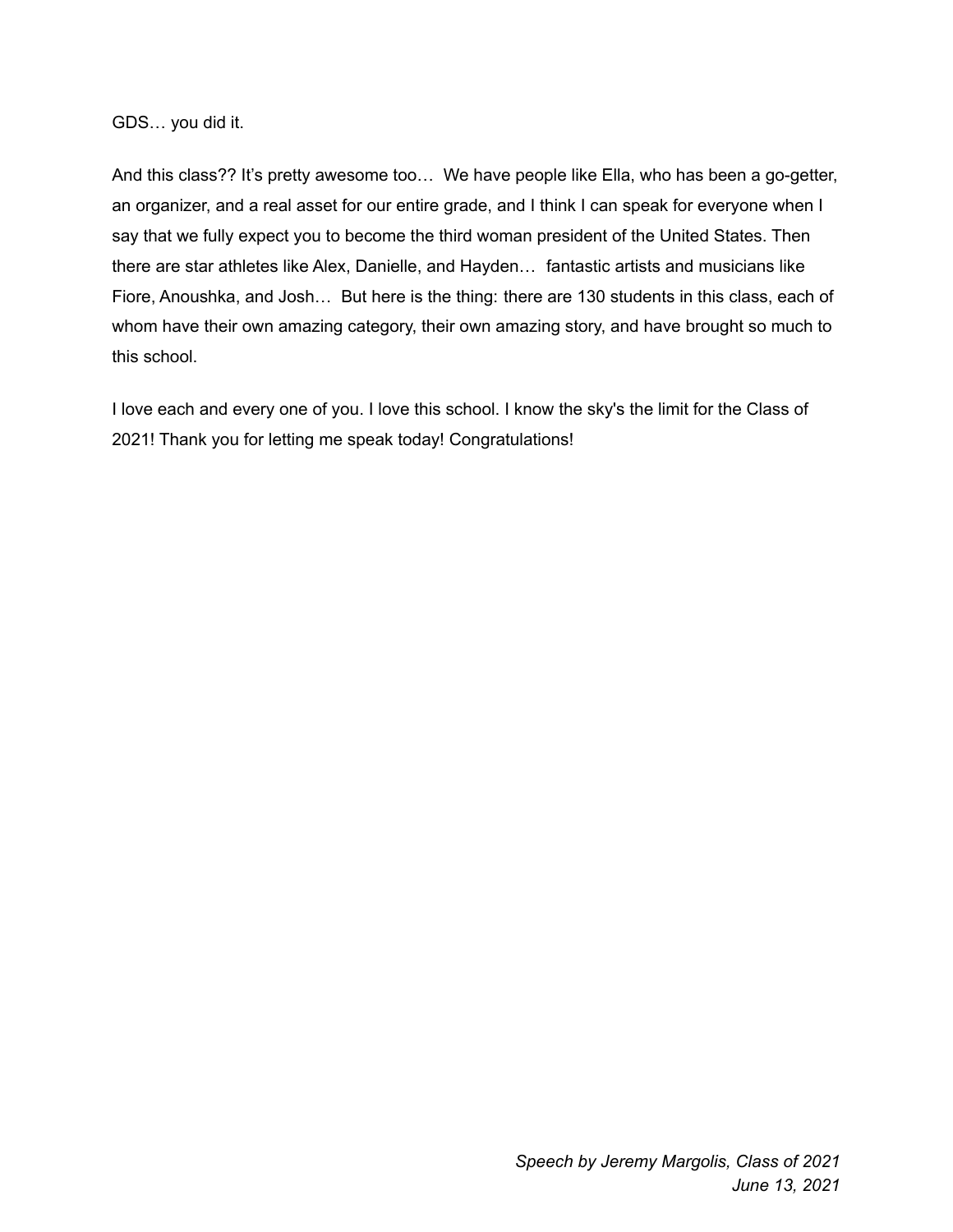GDS… you did it.

And this class?? It's pretty awesome too… We have people like Ella, who has been a go-getter, an organizer, and a real asset for our entire grade, and I think I can speak for everyone when I say that we fully expect you to become the third woman president of the United States. Then there are star athletes like Alex, Danielle, and Hayden… fantastic artists and musicians like Fiore, Anoushka, and Josh… But here is the thing: there are 130 students in this class, each of whom have their own amazing category, their own amazing story, and have brought so much to this school.

I love each and every one of you. I love this school. I know the sky's the limit for the Class of 2021! Thank you for letting me speak today! Congratulations!

*Speech by Jeremy Margolis, Class of 2021*
*June 13, 2021*